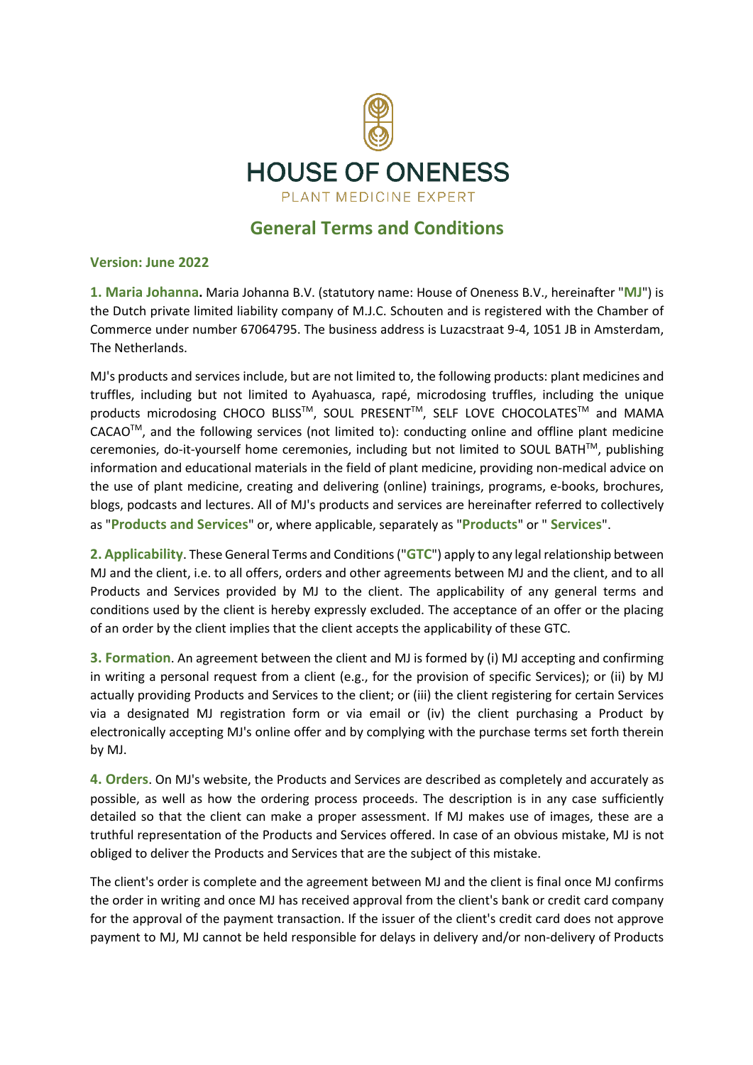# HOUSE OF ONENESS

PLANT MEDICINE EXPERT

## General Terms and Conditions

**Version: June 2022**

**1. Maria Johanna.** Maria Johanna B.V. (statutory name: House of Oneness B.V., hereinafter "**MJ**") is the Dutch private limited liability company of M.J.C. Schouten and is registered with the Chamber of Commerce under number 67064795. The business address is Luzacstraat 9-4, 1051 JB in Amsterdam, The Netherlands.

MJ's products and services include, but are not limited to, the following products: plant medicines and truffles, including but not limited to Ayahuasca, rapé, microdosing truffles, including the unique products microdosing CHOCO BLISS™, SOUL PRESENT™, SELF LOVE CHOCOLATES™ and MAMA CACAO™, and the following services (not limited to): conducting online and offline plant medicine ceremonies, do-it-yourself home ceremonies, including but not limited to SOUL BATH™, publishing information and educational materials in the field of plant medicine, providing non-medical advice on the use of plant medicine, creating and delivering (online) trainings, programs, e-books, brochures, blogs, podcasts and lectures. All of MJ's products and services are hereinafter referred to collectively as "**Products and Services**" or, where applicable, separately as "**Products**" or " **Services**".

**2. Applicability**. These General Terms and Conditions ("**GTC**") apply to any legal relationship between MJ and the client, i.e. to all offers, orders and other agreements between MJ and the client, and to all Products and Services provided by MJ to the client. The applicability of any general terms and conditions used by the client is hereby expressly excluded. The acceptance of an offer or the placing of an order by the client implies that the client accepts the applicability of these GTC.

**3. Formation**. An agreement between the client and MJ is formed by (i) MJ accepting and confirming in writing a personal request from a client (e.g., for the provision of specific Services); or (ii) by MJ actually providing Products and Services to the client; or (iii) the client registering for certain Services via a designated MJ registration form or via email or (iv) the client purchasing a Product by electronically accepting MJ's online offer and by complying with the purchase terms set forth therein by MJ.

**4. Orders**. On MJ's website, the Products and Services are described as completely and accurately as possible, as well as how the ordering process proceeds. The description is in any case sufficiently detailed so that the client can make a proper assessment. If MJ makes use of images, these are a truthful representation of the Products and Services offered. In case of an obvious mistake, MJ is not obliged to deliver the Products and Services that are the subject of this mistake.

The client's order is complete and the agreement between MJ and the client is final once MJ confirms the order in writing and once MJ has received approval from the client's bank or credit card company for the approval of the payment transaction. If the issuer of the client's credit card does not approve payment to MJ, MJ cannot be held responsible for delays in delivery and/or non-delivery of Products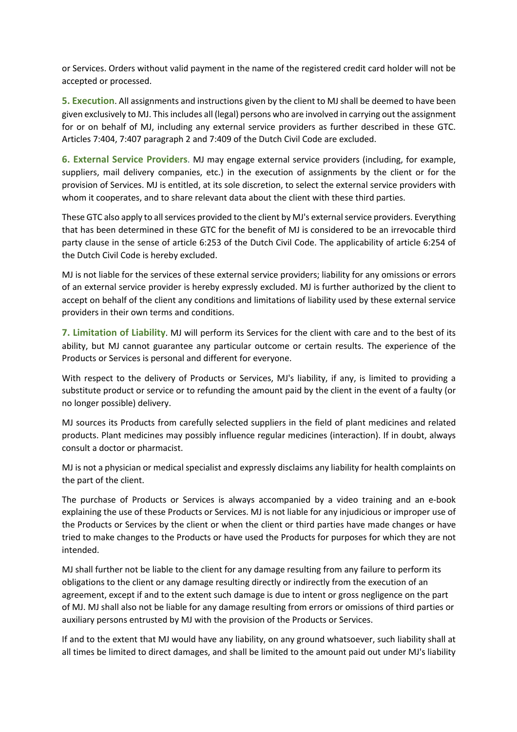or Services. Orders without valid payment in the name of the registered credit card holder will not be accepted or processed.

**5. Execution**. All assignments and instructions given by the client to MJ shall be deemed to have been given exclusively to MJ. This includes all (legal) persons who are involved in carrying out the assignment for or on behalf of MJ, including any external service providers as further described in these GTC. Articles 7:404, 7:407 paragraph 2 and 7:409 of the Dutch Civil Code are excluded.

**6. External Service Providers**. MJ may engage external service providers (including, for example, suppliers, mail delivery companies, etc.) in the execution of assignments by the client or for the provision of Services. MJ is entitled, at its sole discretion, to select the external service providers with whom it cooperates, and to share relevant data about the client with these third parties.

These GTC also apply to all services provided to the client by MJ's external service providers. Everything that has been determined in these GTC for the benefit of MJ is considered to be an irrevocable third party clause in the sense of article 6:253 of the Dutch Civil Code. The applicability of article 6:254 of the Dutch Civil Code is hereby excluded.

MJ is not liable for the services of these external service providers; liability for any omissions or errors of an external service provider is hereby expressly excluded. MJ is further authorized by the client to accept on behalf of the client any conditions and limitations of liability used by these external service providers in their own terms and conditions.

**7. Limitation of Liability**. MJ will perform its Services for the client with care and to the best of its ability, but MJ cannot guarantee any particular outcome or certain results. The experience of the Products or Services is personal and different for everyone.

With respect to the delivery of Products or Services, MJ's liability, if any, is limited to providing a substitute product or service or to refunding the amount paid by the client in the event of a faulty (or no longer possible) delivery.

MJ sources its Products from carefully selected suppliers in the field of plant medicines and related products. Plant medicines may possibly influence regular medicines (interaction). If in doubt, always consult a doctor or pharmacist.

MJ is not a physician or medical specialist and expressly disclaims any liability for health complaints on the part of the client.

The purchase of Products or Services is always accompanied by a video training and an e-book explaining the use of these Products or Services. MJ is not liable for any injudicious or improper use of the Products or Services by the client or when the client or third parties have made changes or have tried to make changes to the Products or have used the Products for purposes for which they are not intended.

MJ shall further not be liable to the client for any damage resulting from any failure to perform its obligations to the client or any damage resulting directly or indirectly from the execution of an agreement, except if and to the extent such damage is due to intent or gross negligence on the part of MJ. MJ shall also not be liable for any damage resulting from errors or omissions of third parties or auxiliary persons entrusted by MJ with the provision of the Products or Services.

If and to the extent that MJ would have any liability, on any ground whatsoever, such liability shall at all times be limited to direct damages, and shall be limited to the amount paid out under MJ's liability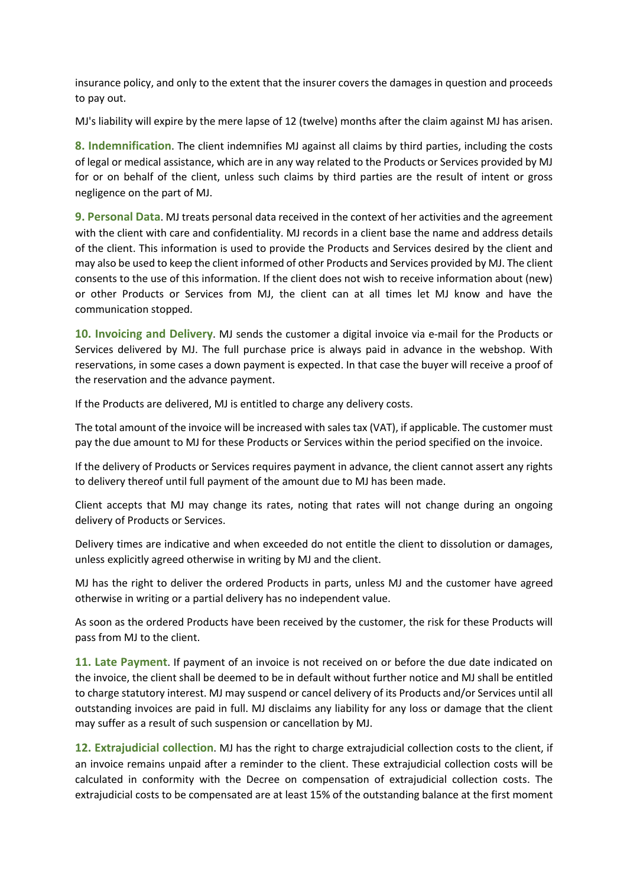insurance policy, and only to the extent that the insurer covers the damages in question and proceeds to pay out.

MJ's liability will expire by the mere lapse of 12 (twelve) months after the claim against MJ has arisen.

**8. Indemnification**. The client indemnifies MJ against all claims by third parties, including the costs of legal or medical assistance, which are in any way related to the Products or Services provided by MJ for or on behalf of the client, unless such claims by third parties are the result of intent or gross negligence on the part of MJ.

**9. Personal Data**. MJ treats personal data received in the context of her activities and the agreement with the client with care and confidentiality. MJ records in a client base the name and address details of the client. This information is used to provide the Products and Services desired by the client and may also be used to keep the client informed of other Products and Services provided by MJ. The client consents to the use of this information. If the client does not wish to receive information about (new) or other Products or Services from MJ, the client can at all times let MJ know and have the communication stopped.

**10. Invoicing and Delivery**. MJ sends the customer a digital invoice via e-mail for the Products or Services delivered by MJ. The full purchase price is always paid in advance in the webshop. With reservations, in some cases a down payment is expected. In that case the buyer will receive a proof of the reservation and the advance payment.

If the Products are delivered, MJ is entitled to charge any delivery costs.

The total amount of the invoice will be increased with sales tax (VAT), if applicable. The customer must pay the due amount to MJ for these Products or Services within the period specified on the invoice.

If the delivery of Products or Services requires payment in advance, the client cannot assert any rights to delivery thereof until full payment of the amount due to MJ has been made.

Client accepts that MJ may change its rates, noting that rates will not change during an ongoing delivery of Products or Services.

Delivery times are indicative and when exceeded do not entitle the client to dissolution or damages, unless explicitly agreed otherwise in writing by MJ and the client.

MJ has the right to deliver the ordered Products in parts, unless MJ and the customer have agreed otherwise in writing or a partial delivery has no independent value.

As soon as the ordered Products have been received by the customer, the risk for these Products will pass from MJ to the client.

**11. Late Payment**. If payment of an invoice is not received on or before the due date indicated on the invoice, the client shall be deemed to be in default without further notice and MJ shall be entitled to charge statutory interest. MJ may suspend or cancel delivery of its Products and/or Services until all outstanding invoices are paid in full. MJ disclaims any liability for any loss or damage that the client may suffer as a result of such suspension or cancellation by MJ.

**12. Extrajudicial collection**. MJ has the right to charge extrajudicial collection costs to the client, if an invoice remains unpaid after a reminder to the client. These extrajudicial collection costs will be calculated in conformity with the Decree on compensation of extrajudicial collection costs. The extrajudicial costs to be compensated are at least 15% of the outstanding balance at the first moment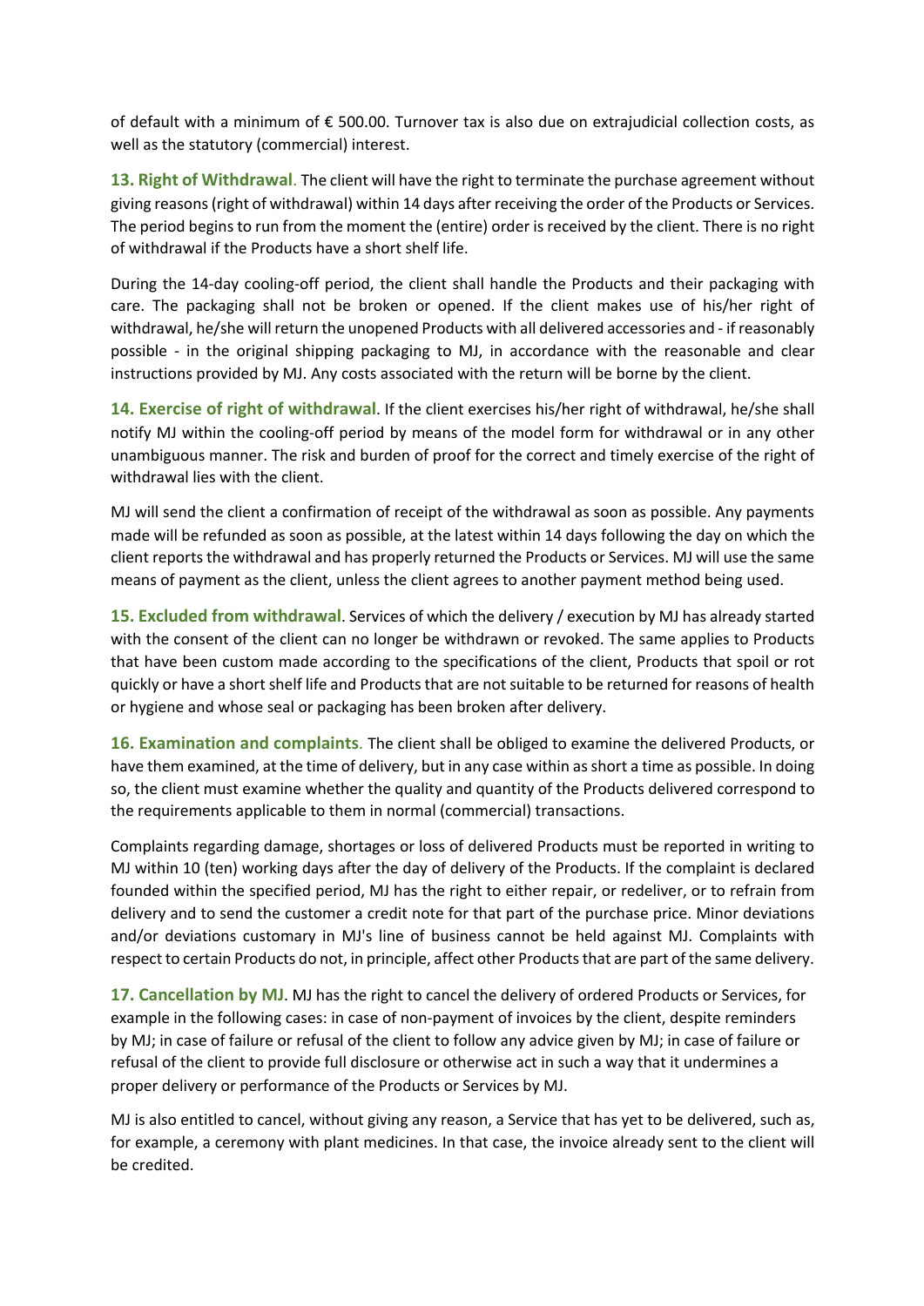of default with a minimum of € 500.00. Turnover tax is also due on extrajudicial collection costs, as well as the statutory (commercial) interest.

**13. Right of Withdrawal**. The client will have the right to terminate the purchase agreement without giving reasons (right of withdrawal) within 14 days after receiving the order of the Products or Services. The period begins to run from the moment the (entire) order is received by the client. There is no right of withdrawal if the Products have a short shelf life.

During the 14-day cooling-off period, the client shall handle the Products and their packaging with care. The packaging shall not be broken or opened. If the client makes use of his/her right of withdrawal, he/she will return the unopened Products with all delivered accessories and - if reasonably possible - in the original shipping packaging to MJ, in accordance with the reasonable and clear instructions provided by MJ. Any costs associated with the return will be borne by the client.

**14. Exercise of right of withdrawal**. If the client exercises his/her right of withdrawal, he/she shall notify MJ within the cooling-off period by means of the model form for withdrawal or in any other unambiguous manner. The risk and burden of proof for the correct and timely exercise of the right of withdrawal lies with the client.

MJ will send the client a confirmation of receipt of the withdrawal as soon as possible. Any payments made will be refunded as soon as possible, at the latest within 14 days following the day on which the client reports the withdrawal and has properly returned the Products or Services. MJ will use the same means of payment as the client, unless the client agrees to another payment method being used.

**15. Excluded from withdrawal**. Services of which the delivery / execution by MJ has already started with the consent of the client can no longer be withdrawn or revoked. The same applies to Products that have been custom made according to the specifications of the client, Products that spoil or rot quickly or have a short shelf life and Products that are not suitable to be returned for reasons of health or hygiene and whose seal or packaging has been broken after delivery.

**16. Examination and complaints**. The client shall be obliged to examine the delivered Products, or have them examined, at the time of delivery, but in any case within as short a time as possible. In doing so, the client must examine whether the quality and quantity of the Products delivered correspond to the requirements applicable to them in normal (commercial) transactions.

Complaints regarding damage, shortages or loss of delivered Products must be reported in writing to MJ within 10 (ten) working days after the day of delivery of the Products. If the complaint is declared founded within the specified period, MJ has the right to either repair, or redeliver, or to refrain from delivery and to send the customer a credit note for that part of the purchase price. Minor deviations and/or deviations customary in MJ's line of business cannot be held against MJ. Complaints with respect to certain Products do not, in principle, affect other Products that are part of the same delivery.

**17. Cancellation by MJ**. MJ has the right to cancel the delivery of ordered Products or Services, for example in the following cases: in case of non-payment of invoices by the client, despite reminders by MJ; in case of failure or refusal of the client to follow any advice given by MJ; in case of failure or refusal of the client to provide full disclosure or otherwise act in such a way that it undermines a proper delivery or performance of the Products or Services by MJ.

MJ is also entitled to cancel, without giving any reason, a Service that has yet to be delivered, such as, for example, a ceremony with plant medicines. In that case, the invoice already sent to the client will be credited.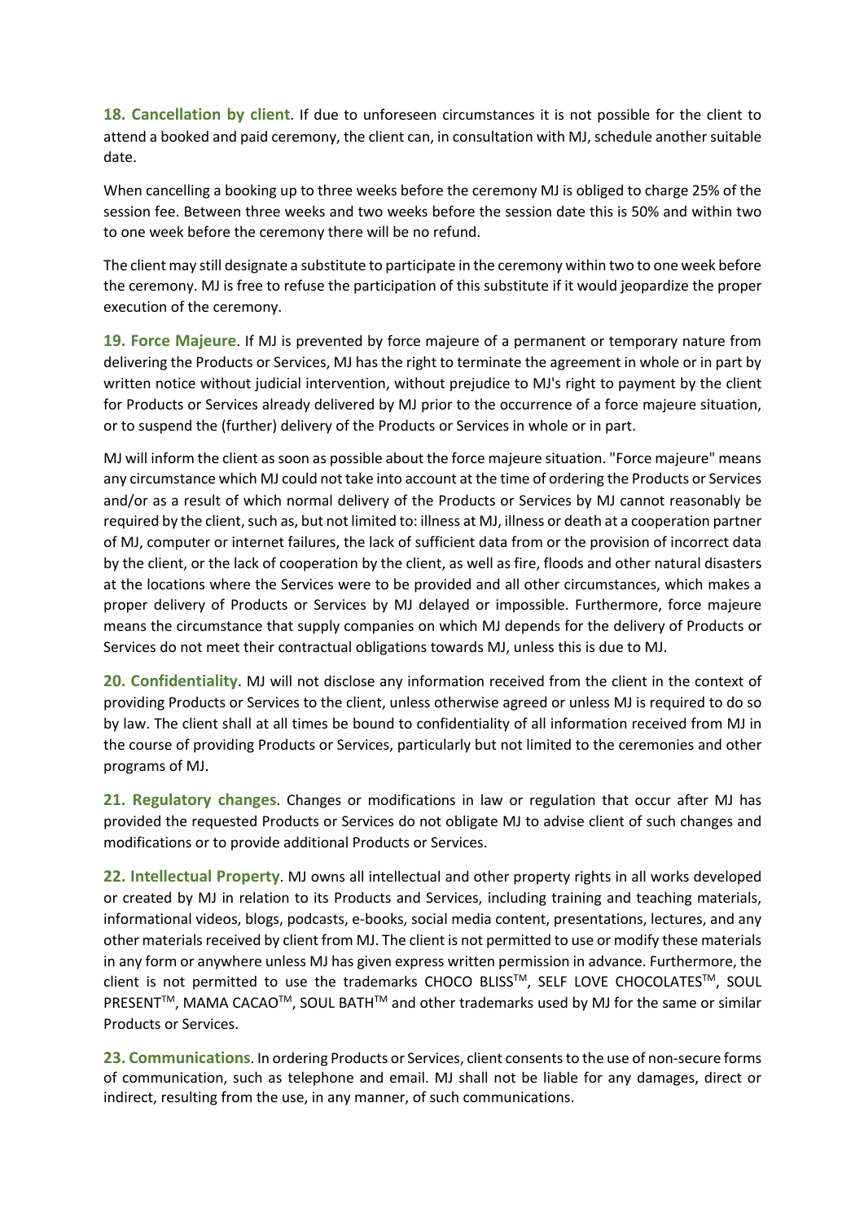**18. Cancellation by client**. If due to unforeseen circumstances it is not possible for the client to attend a booked and paid ceremony, the client can, in consultation with MJ, schedule another suitable date.

When cancelling a booking up to three weeks before the ceremony MJ is obliged to charge 25% of the session fee. Between three weeks and two weeks before the session date this is 50% and within two to one week before the ceremony there will be no refund.

The client may still designate a substitute to participate in the ceremony within two to one week before the ceremony. MJ is free to refuse the participation of this substitute if it would jeopardize the proper execution of the ceremony.

**19. Force Majeure**. If MJ is prevented by force majeure of a permanent or temporary nature from delivering the Products or Services, MJ has the right to terminate the agreement in whole or in part by written notice without judicial intervention, without prejudice to MJ's right to payment by the client for Products or Services already delivered by MJ prior to the occurrence of a force majeure situation, or to suspend the (further) delivery of the Products or Services in whole or in part.

MJ will inform the client as soon as possible about the force majeure situation. "Force majeure" means any circumstance which MJ could not take into account at the time of ordering the Products or Services and/or as a result of which normal delivery of the Products or Services by MJ cannot reasonably be required by the client, such as, but not limited to: illness at MJ, illness or death at a cooperation partner of MJ, computer or internet failures, the lack of sufficient data from or the provision of incorrect data by the client, or the lack of cooperation by the client, as well as fire, floods and other natural disasters at the locations where the Services were to be provided and all other circumstances, which makes a proper delivery of Products or Services by MJ delayed or impossible. Furthermore, force majeure means the circumstance that supply companies on which MJ depends for the delivery of Products or Services do not meet their contractual obligations towards MJ, unless this is due to MJ.

**20. Confidentiality**. MJ will not disclose any information received from the client in the context of providing Products or Services to the client, unless otherwise agreed or unless MJ is required to do so by law. The client shall at all times be bound to confidentiality of all information received from MJ in the course of providing Products or Services, particularly but not limited to the ceremonies and other programs of MJ.

**21. Regulatory changes**. Changes or modifications in law or regulation that occur after MJ has provided the requested Products or Services do not obligate MJ to advise client of such changes and modifications or to provide additional Products or Services.

**22. Intellectual Property**. MJ owns all intellectual and other property rights in all works developed or created by MJ in relation to its Products and Services, including training and teaching materials, informational videos, blogs, podcasts, e-books, social media content, presentations, lectures, and any other materials received by client from MJ. The client is not permitted to use or modify these materials in any form or anywhere unless MJ has given express written permission in advance. Furthermore, the client is not permitted to use the trademarks CHOCO BLISS™, SELF LOVE CHOCOLATES™, SOUL PRESENT™, MAMA CACAO™, SOUL BATH™ and other trademarks used by MJ for the same or similar Products or Services.

**23. Communications**. In ordering Products or Services, client consents to the use of non-secure forms of communication, such as telephone and email. MJ shall not be liable for any damages, direct or indirect, resulting from the use, in any manner, of such communications.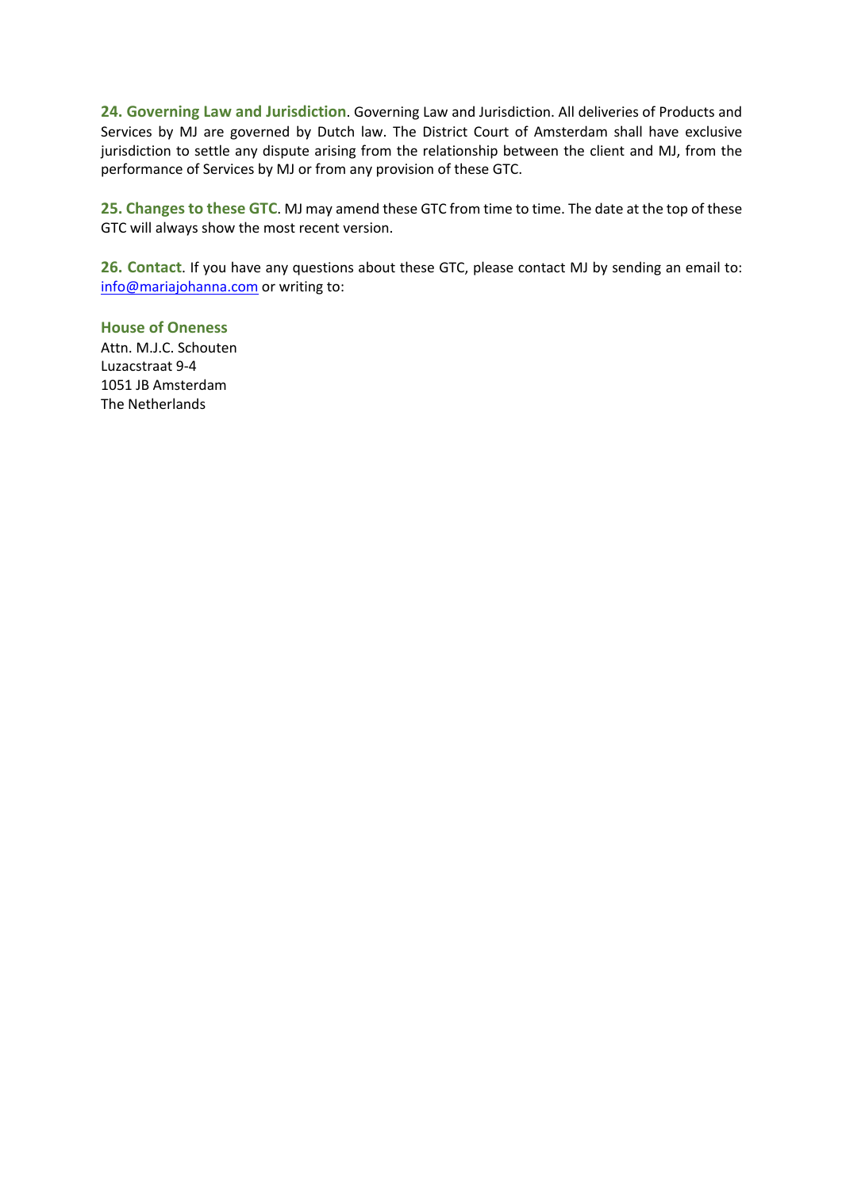**24. Governing Law and Jurisdiction**. Governing Law and Jurisdiction. All deliveries of Products and Services by MJ are governed by Dutch law. The District Court of Amsterdam shall have exclusive jurisdiction to settle any dispute arising from the relationship between the client and MJ, from the performance of Services by MJ or from any provision of these GTC.

**25. Changes to these GTC**. MJ may amend these GTC from time to time. The date at the top of these GTC will always show the most recent version.

**26. Contact**. If you have any questions about these GTC, please contact MJ by sending an email to: info@mariajohanna.com or writing to:

**House of Oneness**
Attn. M.J.C. Schouten
Luzacstraat 9-4
1051 JB Amsterdam
The Netherlands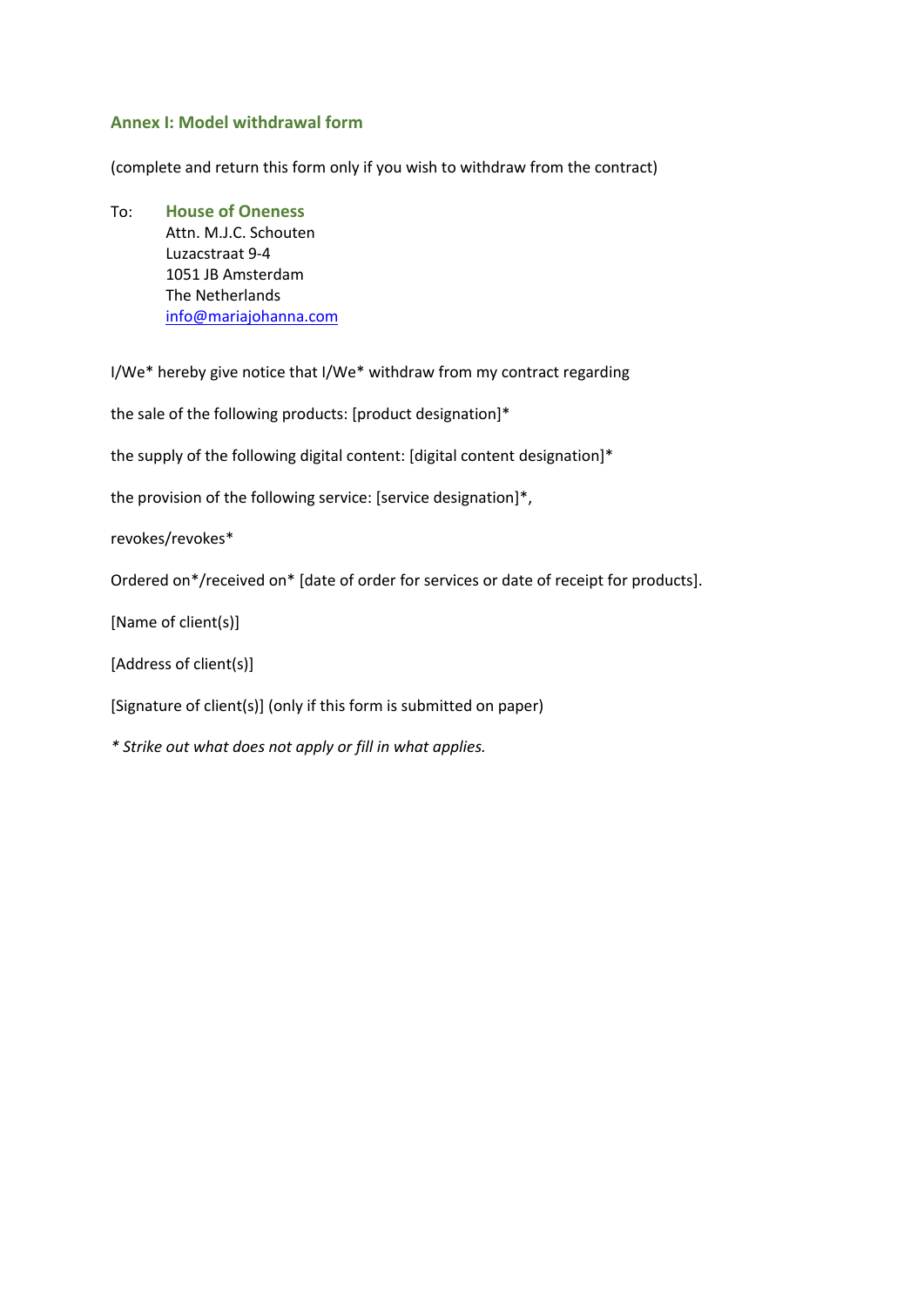## Annex I: Model withdrawal form

(complete and return this form only if you wish to withdraw from the contract)

To: **House of Oneness**
Attn. M.J.C. Schouten
Luzacstraat 9-4
1051 JB Amsterdam
The Netherlands
info@mariajohanna.com

I/We* hereby give notice that I/We* withdraw from my contract regarding

the sale of the following products: [product designation]*

the supply of the following digital content: [digital content designation]*

the provision of the following service: [service designation]*,

revokes/revokes*

Ordered on*/received on* [date of order for services or date of receipt for products].

[Name of client(s)]

[Address of client(s)]

[Signature of client(s)] (only if this form is submitted on paper)

*\* Strike out what does not apply or fill in what applies.*